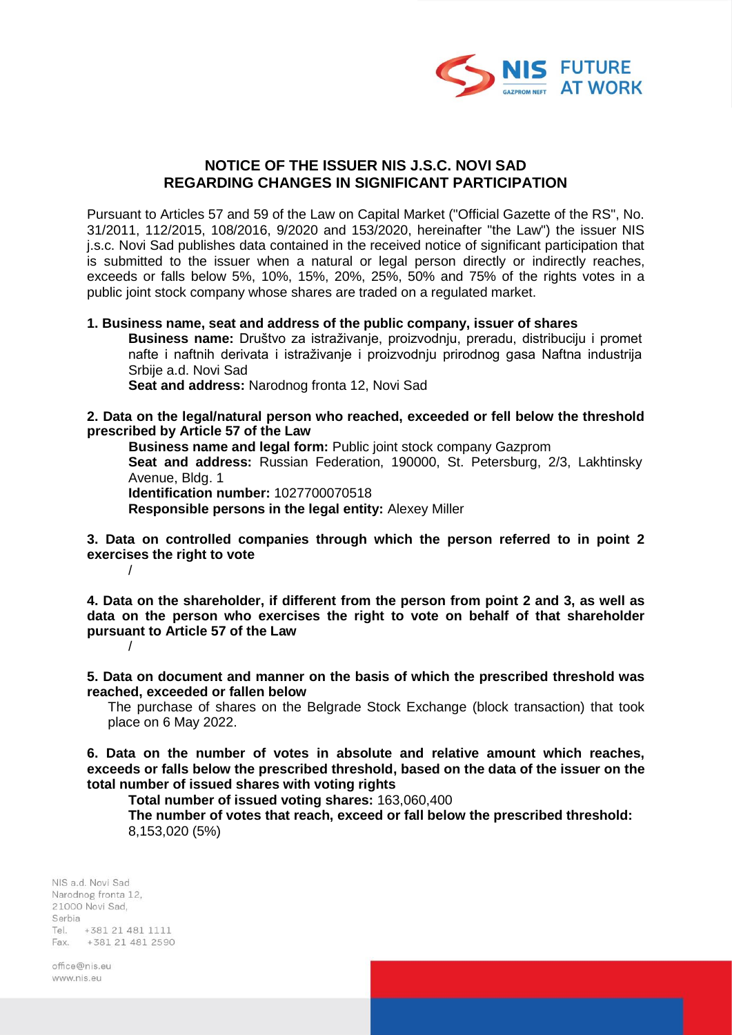# NOTICE OF THE ISSUER NIS J.S.C. NOVI SAD REGARDING CHANGES IN SIGNIFICANT PARTICIPATION

Pursuant to Articles 57 and 59 of the Law on Capital Market ("Official Gazette of the RS", No. 31/2011, 112/2015, 108/2016, 9/2020 and 153/2020, hereinafter "the Law") the issuer NIS j.s.c. Novi Sad publishes data contained in the received notice of significant participation that is submitted to the issuer when a natural or legal person directly or indirectly reaches, exceeds or falls below 5%, 10%, 15%, 20%, 25%, 50% and 75% of the rights votes in a public joint stock company whose shares are traded on a regulated market.

**1. Business name, seat and address of the public company, issuer of shares**

**Business name:** Društvo za istraživanje, proizvodnju, preradu, distribuciju i promet nafte i naftnih derivata i istraživanje i proizvodnju prirodnog gasa Naftna industrija Srbije a.d. Novi Sad

**Seat and address:** Narodnog fronta 12, Novi Sad

**2. Data on the legal/natural person who reached, exceeded or fell below the threshold prescribed by Article 57 of the Law**

**Business name and legal form:** Public joint stock company Gazprom

**Seat and address:** Russian Federation, 190000, St. Petersburg, 2/3, Lakhtinsky Avenue, Bldg. 1

**Identification number:** 1027700070518

**Responsible persons in the legal entity:** Alexey Miller

**3. Data on controlled companies through which the person referred to in point 2 exercises the right to vote**

/

**4. Data on the shareholder, if different from the person from point 2 and 3, as well as data on the person who exercises the right to vote on behalf of that shareholder pursuant to Article 57 of the Law**

/

**5. Data on document and manner on the basis of which the prescribed threshold was reached, exceeded or fallen below**

The purchase of shares on the Belgrade Stock Exchange (block transaction) that took place on 6 May 2022.

**6. Data on the number of votes in absolute and relative amount which reaches, exceeds or falls below the prescribed threshold, based on the data of the issuer on the total number of issued shares with voting rights**

**Total number of issued voting shares:** 163,060,400

**The number of votes that reach, exceed or fall below the prescribed threshold:** 8,153,020 (5%)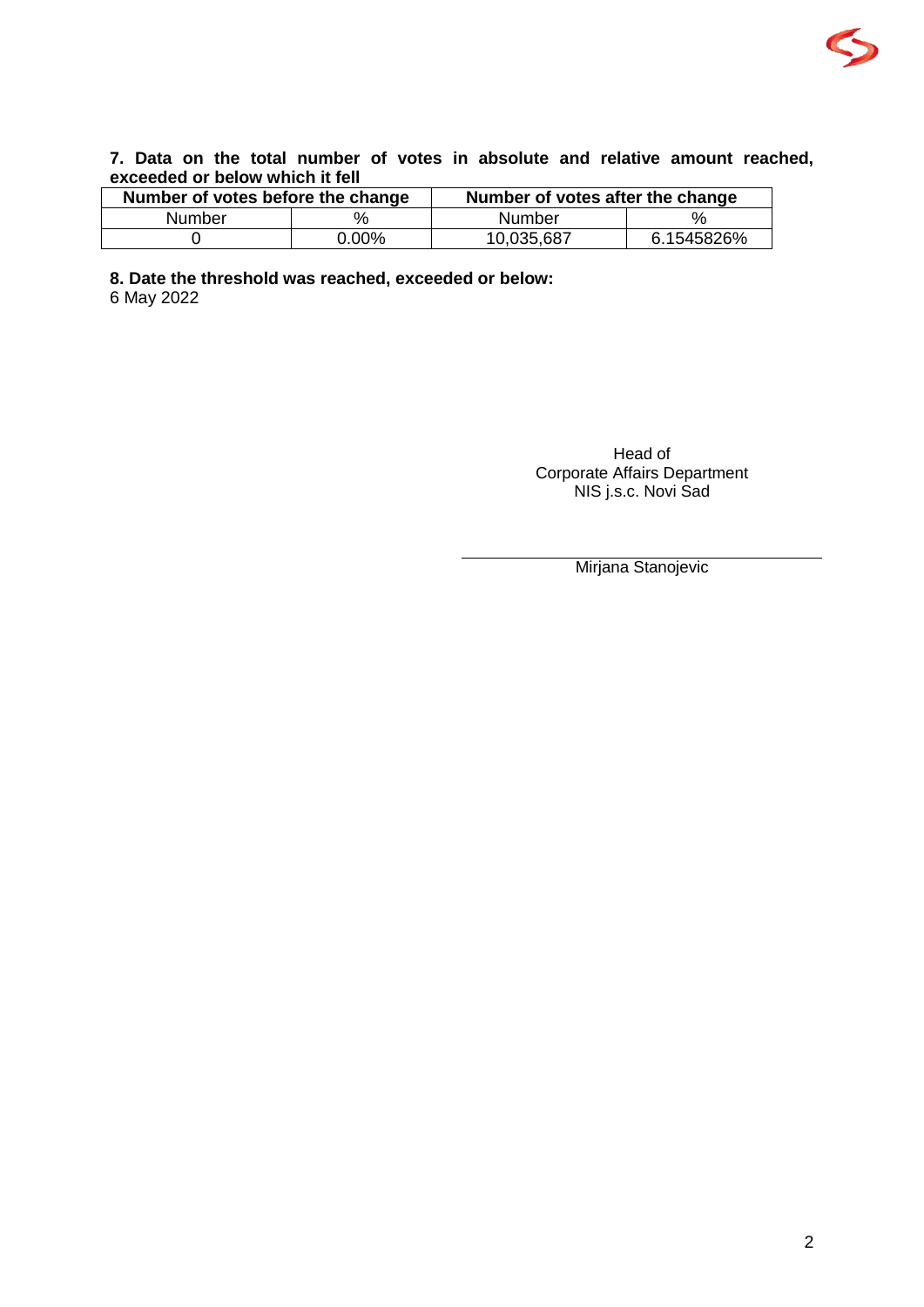**7. Data on the total number of votes in absolute and relative amount reached, exceeded or below which it fell**

| Number of votes before the change | | Number of votes after the change | |
|---|---|---|---|
| Number | % | Number | % |
| 0 | 0.00% | 10,035,687 | 6.1545826% |

**8. Date the threshold was reached, exceeded or below:**
6 May 2022

Head of
Corporate Affairs Department
NIS j.s.c. Novi Sad

Mirjana Stanojevic